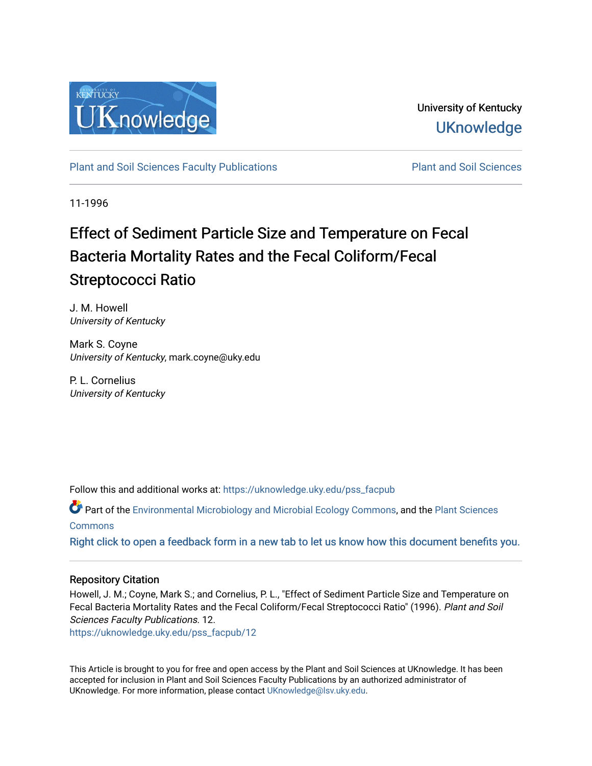University of Kentucky

UKnowledge

Plant and Soil Sciences Faculty Publications

Plant and Soil Sciences

11-1996

# Effect of Sediment Particle Size and Temperature on Fecal Bacteria Mortality Rates and the Fecal Coliform/Fecal Streptococci Ratio

J. M. Howell
*University of Kentucky*

Mark S. Coyne
*University of Kentucky*, mark.coyne@uky.edu

P. L. Cornelius
*University of Kentucky*

Follow this and additional works at: https://uknowledge.uky.edu/pss_facpub

Part of the Environmental Microbiology and Microbial Ecology Commons, and the Plant Sciences Commons

Right click to open a feedback form in a new tab to let us know how this document benefits you.

## Repository Citation

Howell, J. M.; Coyne, Mark S.; and Cornelius, P. L., "Effect of Sediment Particle Size and Temperature on Fecal Bacteria Mortality Rates and the Fecal Coliform/Fecal Streptococci Ratio" (1996). *Plant and Soil Sciences Faculty Publications*. 12.
https://uknowledge.uky.edu/pss_facpub/12

This Article is brought to you for free and open access by the Plant and Soil Sciences at UKnowledge. It has been accepted for inclusion in Plant and Soil Sciences Faculty Publications by an authorized administrator of UKnowledge. For more information, please contact UKnowledge@lsv.uky.edu.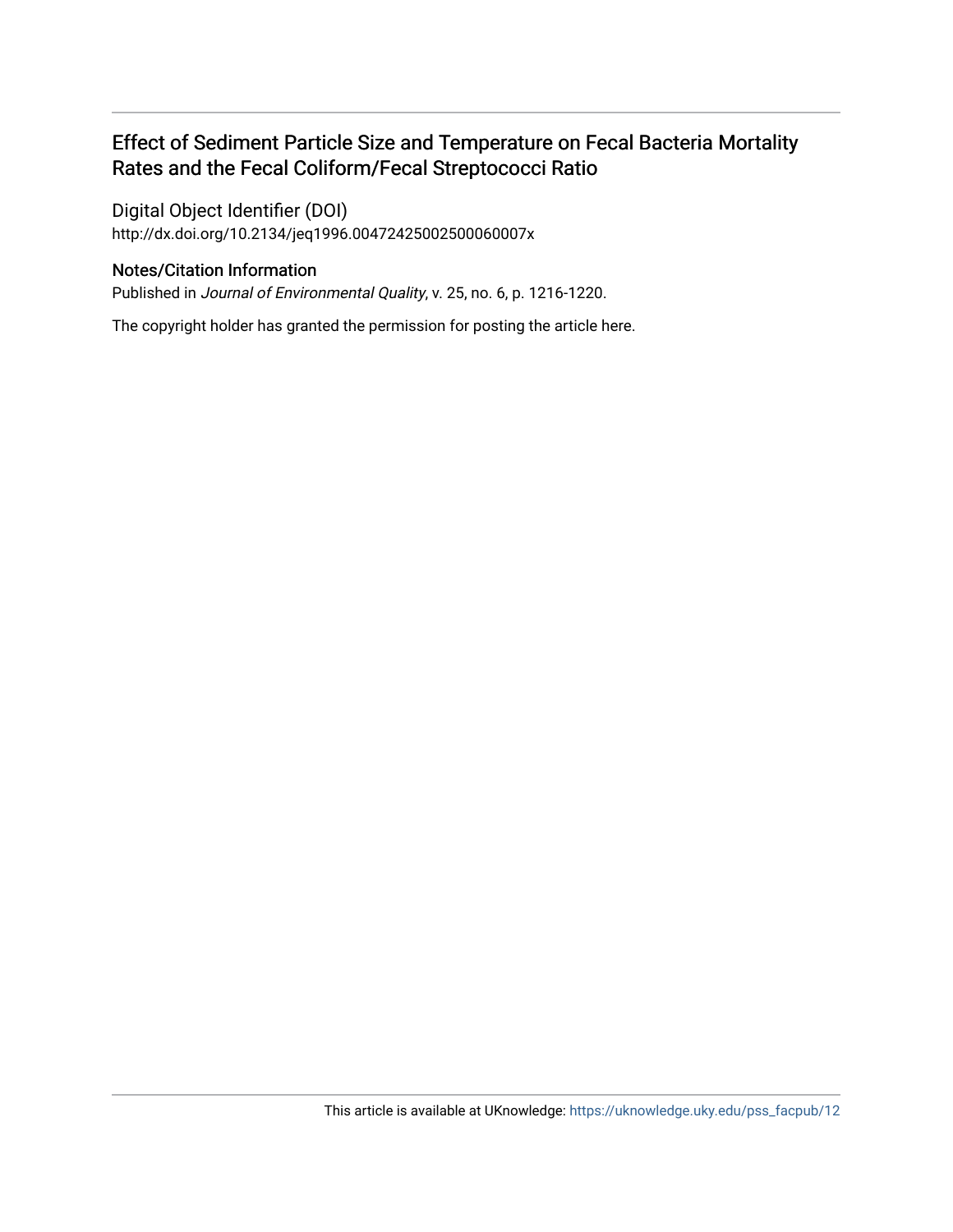# Effect of Sediment Particle Size and Temperature on Fecal Bacteria Mortality Rates and the Fecal Coliform/Fecal Streptococci Ratio

Digital Object Identifier (DOI)

http://dx.doi.org/10.2134/jeq1996.00472425002500060007x

### Notes/Citation Information

Published in *Journal of Environmental Quality*, v. 25, no. 6, p. 1216-1220.

The copyright holder has granted the permission for posting the article here.

This article is available at UKnowledge: https://uknowledge.uky.edu/pss_facpub/12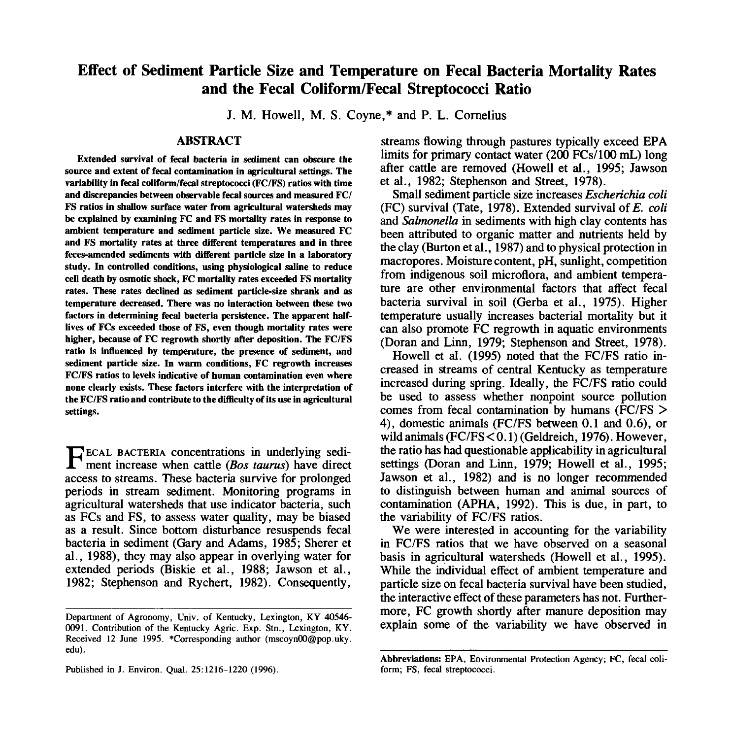# Effect of Sediment Particle Size and Temperature on Fecal Bacteria Mortality Rates and the Fecal Coliform/Fecal Streptococci Ratio

J. M. Howell, M. S. Coyne,* and P. L. Cornelius

## ABSTRACT

**Extended survival of fecal bacteria in sediment can obscure the source and extent of fecal contamination in agricultural settings. The variability in fecal coliform/fecal streptococci (FC/FS) ratios with time and discrepancies between observable fecal sources and measured FC/FS ratios in shallow surface water from agricultural watersheds may be explained by examining FC and FS mortality rates in response to ambient temperature and sediment particle size. We measured FC and FS mortality rates at three different temperatures and in three feces-amended sediments with different particle size in a laboratory study. In controlled conditions, using physiological saline to reduce cell death by osmotic shock, FC mortality rates exceeded FS mortality rates. These rates declined as sediment particle-size shrank and as temperature decreased. There was no interaction between these two factors in determining fecal bacteria persistence. The apparent half-lives of FCs exceeded those of FS, even though mortality rates were higher, because of FC regrowth shortly after deposition. The FC/FS ratio is influenced by temperature, the presence of sediment, and sediment particle size. In warm conditions, FC regrowth increases FC/FS ratios to levels indicative of human contamination even where none clearly exists. These factors interfere with the interpretation of the FC/FS ratio and contribute to the difficulty of its use in agricultural settings.**

Fecal bacteria concentrations in underlying sediment increase when cattle (*Bos taurus*) have direct access to streams. These bacteria survive for prolonged periods in stream sediment. Monitoring programs in agricultural watersheds that use indicator bacteria, such as FCs and FS, to assess water quality, may be biased as a result. Since bottom disturbance resuspends fecal bacteria in sediment (Gary and Adams, 1985; Sherer et al., 1988), they may also appear in overlying water for extended periods (Biskie et al., 1988; Jawson et al., 1982; Stephenson and Rychert, 1982). Consequently, streams flowing through pastures typically exceed EPA limits for primary contact water (200 FCs/100 mL) long after cattle are removed (Howell et al., 1995; Jawson et al., 1982; Stephenson and Street, 1978).

Small sediment particle size increases *Escherichia coli* (FC) survival (Tate, 1978). Extended survival of *E. coli* and *Salmonella* in sediments with high clay contents has been attributed to organic matter and nutrients held by the clay (Burton et al., 1987) and to physical protection in macropores. Moisture content, pH, sunlight, competition from indigenous soil microflora, and ambient temperature are other environmental factors that affect fecal bacteria survival in soil (Gerba et al., 1975). Higher temperature usually increases bacterial mortality but it can also promote FC regrowth in aquatic environments (Doran and Linn, 1979; Stephenson and Street, 1978).

Howell et al. (1995) noted that the FC/FS ratio increased in streams of central Kentucky as temperature increased during spring. Ideally, the FC/FS ratio could be used to assess whether nonpoint source pollution comes from fecal contamination by humans (FC/FS > 4), domestic animals (FC/FS between 0.1 and 0.6), or wild animals (FC/FS < 0.1) (Geldreich, 1976). However, the ratio has had questionable applicability in agricultural settings (Doran and Linn, 1979; Howell et al., 1995; Jawson et al., 1982) and is no longer recommended to distinguish between human and animal sources of contamination (APHA, 1992). This is due, in part, to the variability of FC/FS ratios.

We were interested in accounting for the variability in FC/FS ratios that we have observed on a seasonal basis in agricultural watersheds (Howell et al., 1995). While the individual effect of ambient temperature and particle size on fecal bacteria survival have been studied, the interactive effect of these parameters has not. Furthermore, FC growth shortly after manure deposition may explain some of the variability we have observed in

---

Department of Agronomy, Univ. of Kentucky, Lexington, KY 40546-0091. Contribution of the Kentucky Agric. Exp. Stn., Lexington, KY. Received 12 June 1995. *Corresponding author (mscoyn00@pop.uky.edu).

Published in J. Environ. Qual. 25:1216–1220 (1996).

**Abbreviations:** EPA, Environmental Protection Agency; FC, fecal coliform; FS, fecal streptococci.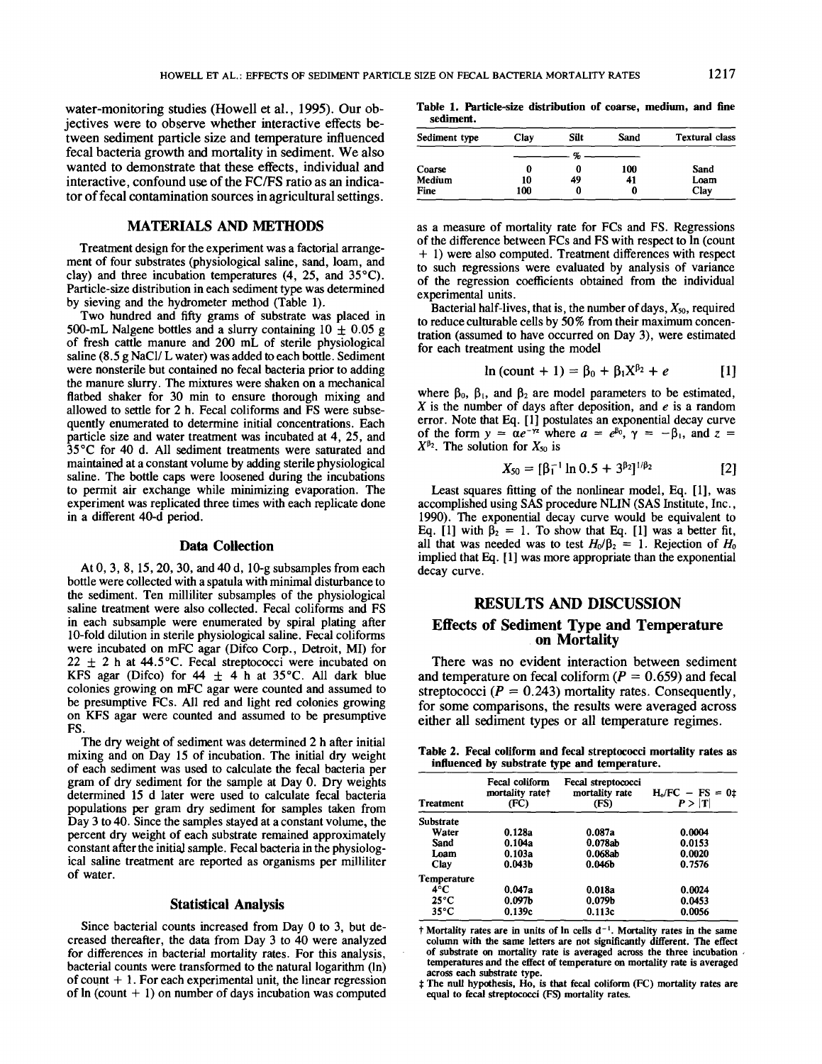water-monitoring studies (Howell et al., 1995). Our objectives were to observe whether interactive effects between sediment particle size and temperature influenced fecal bacteria growth and mortality in sediment. We also wanted to demonstrate that these effects, individual and interactive, confound use of the FC/FS ratio as an indicator of fecal contamination sources in agricultural settings.

## MATERIALS AND METHODS

Treatment design for the experiment was a factorial arrangement of four substrates (physiological saline, sand, loam, and clay) and three incubation temperatures (4, 25, and 35°C). Particle-size distribution in each sediment type was determined by sieving and the hydrometer method (Table 1).

Two hundred and fifty grams of substrate was placed in 500-mL Nalgene bottles and a slurry containing 10 ± 0.05 g of fresh cattle manure and 200 mL of sterile physiological saline (8.5 g NaCl/ L water) was added to each bottle. Sediment were nonsterile but contained no fecal bacteria prior to adding the manure slurry. The mixtures were shaken on a mechanical flatbed shaker for 30 min to ensure thorough mixing and allowed to settle for 2 h. Fecal coliforms and FS were subsequently enumerated to determine initial concentrations. Each particle size and water treatment was incubated at 4, 25, and 35°C for 40 d. All sediment treatments were saturated and maintained at a constant volume by adding sterile physiological saline. The bottle caps were loosened during the incubations to permit air exchange while minimizing evaporation. The experiment was replicated three times with each replicate done in a different 40-d period.

### Data Collection

At 0, 3, 8, 15, 20, 30, and 40 d, 10-g subsamples from each bottle were collected with a spatula with minimal disturbance to the sediment. Ten milliliter subsamples of the physiological saline treatment were also collected. Fecal coliforms and FS in each subsample were enumerated by spiral plating after 10-fold dilution in sterile physiological saline. Fecal coliforms were incubated on mFC agar (Difco Corp., Detroit, MI) for 22 ± 2 h at 44.5°C. Fecal streptococci were incubated on KFS agar (Difco) for 44 ± 4 h at 35°C. All dark blue colonies growing on mFC agar were counted and assumed to be presumptive FCs. All red and light red colonies growing on KFS agar were counted and assumed to be presumptive FS.

The dry weight of sediment was determined 2 h after initial mixing and on Day 15 of incubation. The initial dry weight of each sediment was used to calculate the fecal bacteria per gram of dry sediment for the sample at Day 0. Dry weights determined 15 d later were used to calculate fecal bacteria populations per gram dry sediment for samples taken from Day 3 to 40. Since the samples stayed at a constant volume, the percent dry weight of each substrate remained approximately constant after the initial sample. Fecal bacteria in the physiological saline treatment are reported as organisms per milliliter of water.

### Statistical Analysis

Since bacterial counts increased from Day 0 to 3, but decreased thereafter, the data from Day 3 to 40 were analyzed for differences in bacterial mortality rates. For this analysis, bacterial counts were transformed to the natural logarithm (ln) of count + 1. For each experimental unit, the linear regression of ln (count + 1) on number of days incubation was computed

Table 1. Particle-size distribution of coarse, medium, and fine sediment.

| Sediment type | Clay | Silt | Sand | Textural class |
|---|---|---|---|---|
| | | % | | |
| Coarse | 0 | 0 | 100 | Sand |
| Medium | 10 | 49 | 41 | Loam |
| Fine | 100 | 0 | 0 | Clay |

as a measure of mortality rate for FCs and FS. Regressions of the difference between FCs and FS with respect to ln (count + 1) were also computed. Treatment differences with respect to such regressions were evaluated by analysis of variance of the regression coefficients obtained from the individual experimental units.

Bacterial half-lives, that is, the number of days, $X_{50}$, required to reduce culturable cells by 50% from their maximum concentration (assumed to have occurred on Day 3), were estimated for each treatment using the model

$$\ln(\text{count} + 1) = \beta_0 + \beta_1 X^{\beta_2} + e \qquad [1]$$

where $\beta_0$, $\beta_1$, and $\beta_2$ are model parameters to be estimated, $X$ is the number of days after deposition, and $e$ is a random error. Note that Eq. [1] postulates an exponential decay curve of the form $y = \alpha e^{-\gamma z}$ where $a = e^{\beta_0}$, $\gamma = -\beta_1$, and $z = X^{\beta_2}$. The solution for $X_{50}$ is

$$X_{50} = [\beta_1^{-1} \ln 0.5 + 3^{\beta_2}]^{1/\beta_2} \qquad [2]$$

Least squares fitting of the nonlinear model, Eq. [1], was accomplished using SAS procedure NLIN (SAS Institute, Inc., 1990). The exponential decay curve would be equivalent to Eq. [1] with $\beta_2 = 1$. To show that Eq. [1] was a better fit, all that was needed was to test $H_0/\beta_2 = 1$. Rejection of $H_0$ implied that Eq. [1] was more appropriate than the exponential decay curve.

## RESULTS AND DISCUSSION

### Effects of Sediment Type and Temperature on Mortality

There was no evident interaction between sediment and temperature on fecal coliform ($P = 0.659$) and fecal streptococci ($P = 0.243$) mortality rates. Consequently, for some comparisons, the results were averaged across either all sediment types or all temperature regimes.

Table 2. Fecal coliform and fecal streptococci mortality rates as influenced by substrate type and temperature.

| Treatment | Fecal coliform mortality rate† (FC) | Fecal streptococci mortality rate (FS) | $H_o$/FC − FS = 0‡ $P > \|T\|$ |
|---|---|---|---|
| Substrate | | | |
| Water | 0.128a | 0.087a | 0.0004 |
| Sand | 0.104a | 0.078ab | 0.0153 |
| Loam | 0.103a | 0.068ab | 0.0020 |
| Clay | 0.043b | 0.046b | 0.7576 |
| Temperature | | | |
| 4°C | 0.047a | 0.018a | 0.0024 |
| 25°C | 0.097b | 0.079b | 0.0453 |
| 35°C | 0.139c | 0.113c | 0.0056 |

† Mortality rates are in units of ln cells $d^{-1}$. Mortality rates in the same column with the same letters are not significantly different. The effect of substrate on mortality rate is averaged across the three incubation temperatures and the effect of temperature on mortality rate is averaged across each substrate type.

‡ The null hypothesis, Ho, is that fecal coliform (FC) mortality rates are equal to fecal streptococci (FS) mortality rates.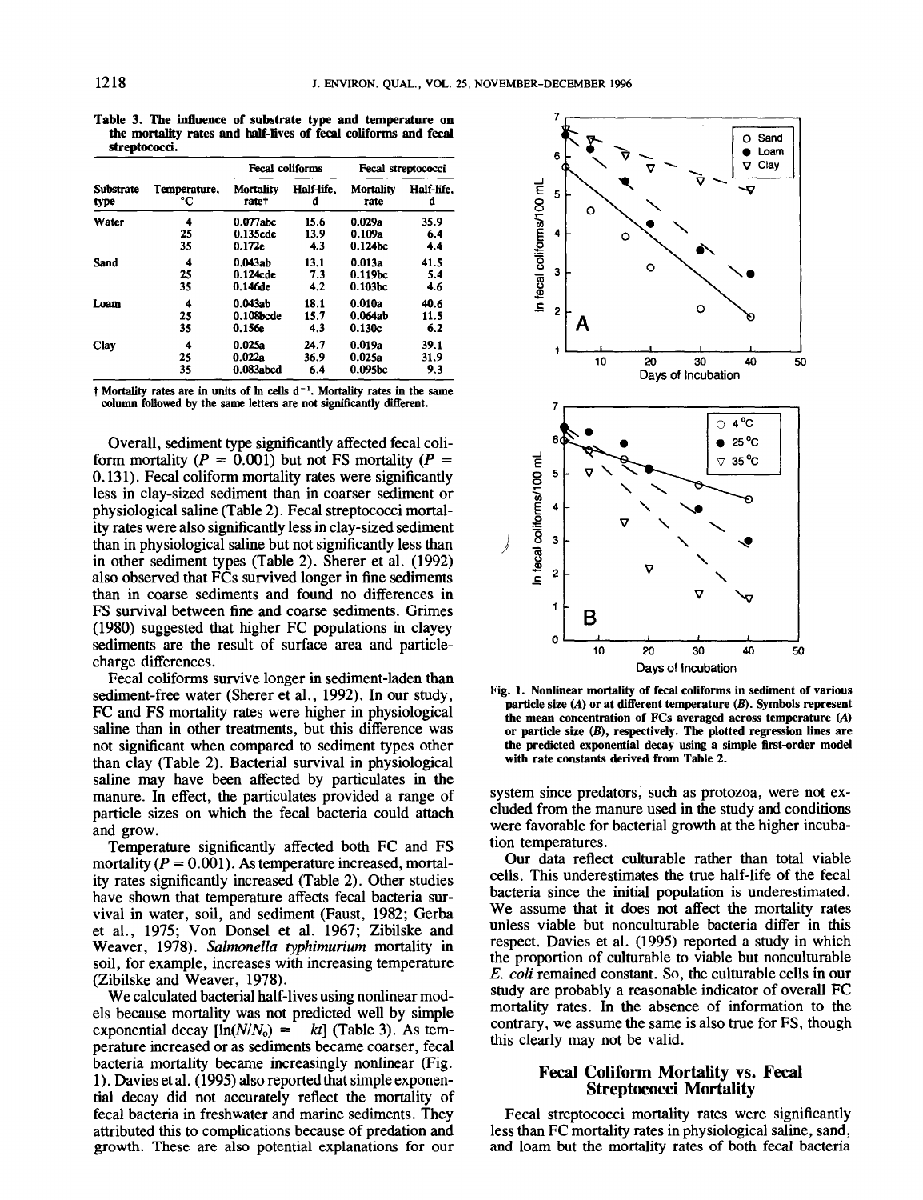**Table 3. The influence of substrate type and temperature on the mortality rates and half-lives of fecal coliforms and fecal streptococci.**

| Substrate type | Temperature, °C | Fecal coliforms | | Fecal streptococci | |
|---|---|---|---|---|---|
| | | Mortality rate† | Half-life, d | Mortality rate | Half-life, d |
| Water | 4 | 0.077abc | 15.6 | 0.029a | 35.9 |
| | 25 | 0.135cde | 13.9 | 0.109a | 6.4 |
| | 35 | 0.172e | 4.3 | 0.124bc | 4.4 |
| Sand | 4 | 0.043ab | 13.1 | 0.013a | 41.5 |
| | 25 | 0.124cde | 7.3 | 0.119bc | 5.4 |
| | 35 | 0.146de | 4.2 | 0.103bc | 4.6 |
| Loam | 4 | 0.043ab | 18.1 | 0.010a | 40.6 |
| | 25 | 0.108bcde | 15.7 | 0.064ab | 11.5 |
| | 35 | 0.156e | 4.3 | 0.130c | 6.2 |
| Clay | 4 | 0.025a | 24.7 | 0.019a | 39.1 |
| | 25 | 0.022a | 36.9 | 0.025a | 31.9 |
| | 35 | 0.083abcd | 6.4 | 0.095bc | 9.3 |

† Mortality rates are in units of ln cells $d^{-1}$. Mortality rates in the same column followed by the same letters are not significantly different.

Overall, sediment type significantly affected fecal coliform mortality ($P = 0.001$) but not FS mortality ($P = 0.131$). Fecal coliform mortality rates were significantly less in clay-sized sediment than in coarser sediment or physiological saline (Table 2). Fecal streptococci mortality rates were also significantly less in clay-sized sediment than in physiological saline but not significantly less than in other sediment types (Table 2). Sherer et al. (1992) also observed that FCs survived longer in fine sediments than in coarse sediments and found no differences in FS survival between fine and coarse sediments. Grimes (1980) suggested that higher FC populations in clayey sediments are the result of surface area and particle-charge differences.

Fecal coliforms survive longer in sediment-laden than sediment-free water (Sherer et al., 1992). In our study, FC and FS mortality rates were higher in physiological saline than in other treatments, but this difference was not significant when compared to sediment types other than clay (Table 2). Bacterial survival in physiological saline may have been affected by particulates in the manure. In effect, the particulates provided a range of particle sizes on which the fecal bacteria could attach and grow.

Temperature significantly affected both FC and FS mortality ($P = 0.001$). As temperature increased, mortality rates significantly increased (Table 2). Other studies have shown that temperature affects fecal bacteria survival in water, soil, and sediment (Faust, 1982; Gerba et al., 1975; Von Donsel et al. 1967; Zibilske and Weaver, 1978). *Salmonella typhimurium* mortality in soil, for example, increases with increasing temperature (Zibilske and Weaver, 1978).

We calculated bacterial half-lives using nonlinear models because mortality was not predicted well by simple exponential decay [$\ln(N/N_0) = -kt$] (Table 3). As temperature increased or as sediments became coarser, fecal bacteria mortality became increasingly nonlinear (Fig. 1). Davies et al. (1995) also reported that simple exponential decay did not accurately reflect the mortality of fecal bacteria in freshwater and marine sediments. They attributed this to complications because of predation and growth. These are also potential explanations for our system since predators, such as protozoa, were not excluded from the manure used in the study and conditions were favorable for bacterial growth at the higher incubation temperatures.

Fig. 1. Nonlinear mortality of fecal coliforms in sediment of various particle size (A) or at different temperature (B). Symbols represent the mean concentration of FCs averaged across temperature (A) or particle size (B), respectively. The plotted regression lines are the predicted exponential decay using a simple first-order model with rate constants derived from Table 2.

Our data reflect culturable rather than total viable cells. This underestimates the true half-life of the fecal bacteria since the initial population is underestimated. We assume that it does not affect the mortality rates unless viable but nonculturable bacteria differ in this respect. Davies et al. (1995) reported a study in which the proportion of culturable to viable but nonculturable *E. coli* remained constant. So, the culturable cells in our study are probably a reasonable indicator of overall FC mortality rates. In the absence of information to the contrary, we assume the same is also true for FS, though this clearly may not be valid.

## Fecal Coliform Mortality vs. Fecal Streptococci Mortality

Fecal streptococci mortality rates were significantly less than FC mortality rates in physiological saline, sand, and loam but the mortality rates of both fecal bacteria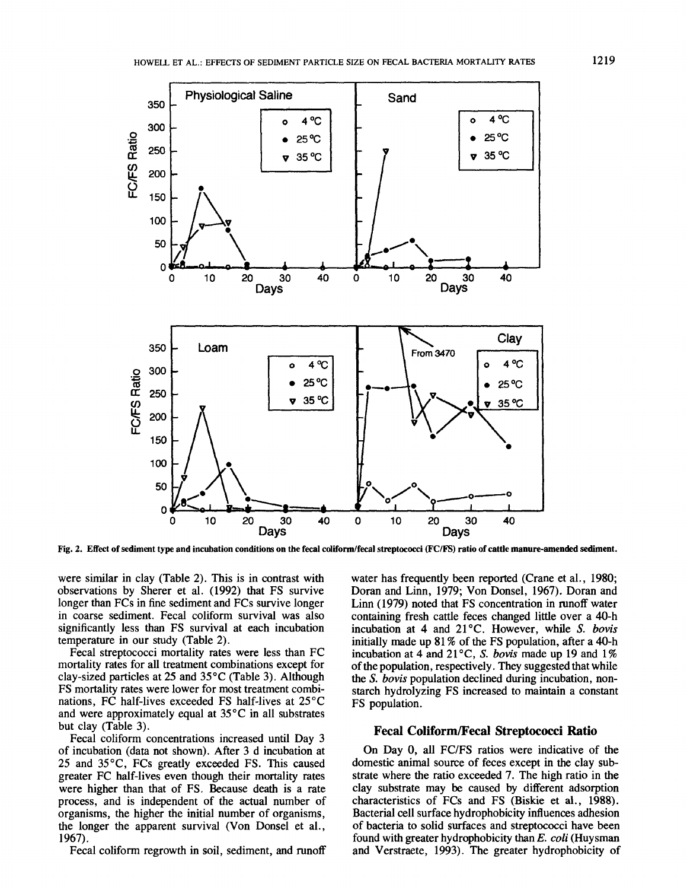Fig. 2. Effect of sediment type and incubation conditions on the fecal coliform/fecal streptococci (FC/FS) ratio of cattle manure-amended sediment.

were similar in clay (Table 2). This is in contrast with observations by Sherer et al. (1992) that FS survive longer than FCs in fine sediment and FCs survive longer in coarse sediment. Fecal coliform survival was also significantly less than FS survival at each incubation temperature in our study (Table 2).

Fecal streptococci mortality rates were less than FC mortality rates for all treatment combinations except for clay-sized particles at 25 and 35°C (Table 3). Although FS mortality rates were lower for most treatment combinations, FC half-lives exceeded FS half-lives at 25°C and were approximately equal at 35°C in all substrates but clay (Table 3).

Fecal coliform concentrations increased until Day 3 of incubation (data not shown). After 3 d incubation at 25 and 35°C, FCs greatly exceeded FS. This caused greater FC half-lives even though their mortality rates were higher than that of FS. Because death is a rate process, and is independent of the actual number of organisms, the higher the initial number of organisms, the longer the apparent survival (Von Donsel et al., 1967).

Fecal coliform regrowth in soil, sediment, and runoff water has frequently been reported (Crane et al., 1980; Doran and Linn, 1979; Von Donsel, 1967). Doran and Linn (1979) noted that FS concentration in runoff water containing fresh cattle feces changed little over a 40-h incubation at 4 and 21°C. However, while *S. bovis* initially made up 81% of the FS population, after a 40-h incubation at 4 and 21°C, *S. bovis* made up 19 and 1% of the population, respectively. They suggested that while the *S. bovis* population declined during incubation, non-starch hydrolyzing FS increased to maintain a constant FS population.

## Fecal Coliform/Fecal Streptococci Ratio

On Day 0, all FC/FS ratios were indicative of the domestic animal source of feces except in the clay substrate where the ratio exceeded 7. The high ratio in the clay substrate may be caused by different adsorption characteristics of FCs and FS (Biskie et al., 1988). Bacterial cell surface hydrophobicity influences adhesion of bacteria to solid surfaces and streptococci have been found with greater hydrophobicity than *E. coli* (Huysman and Verstraete, 1993). The greater hydrophobicity of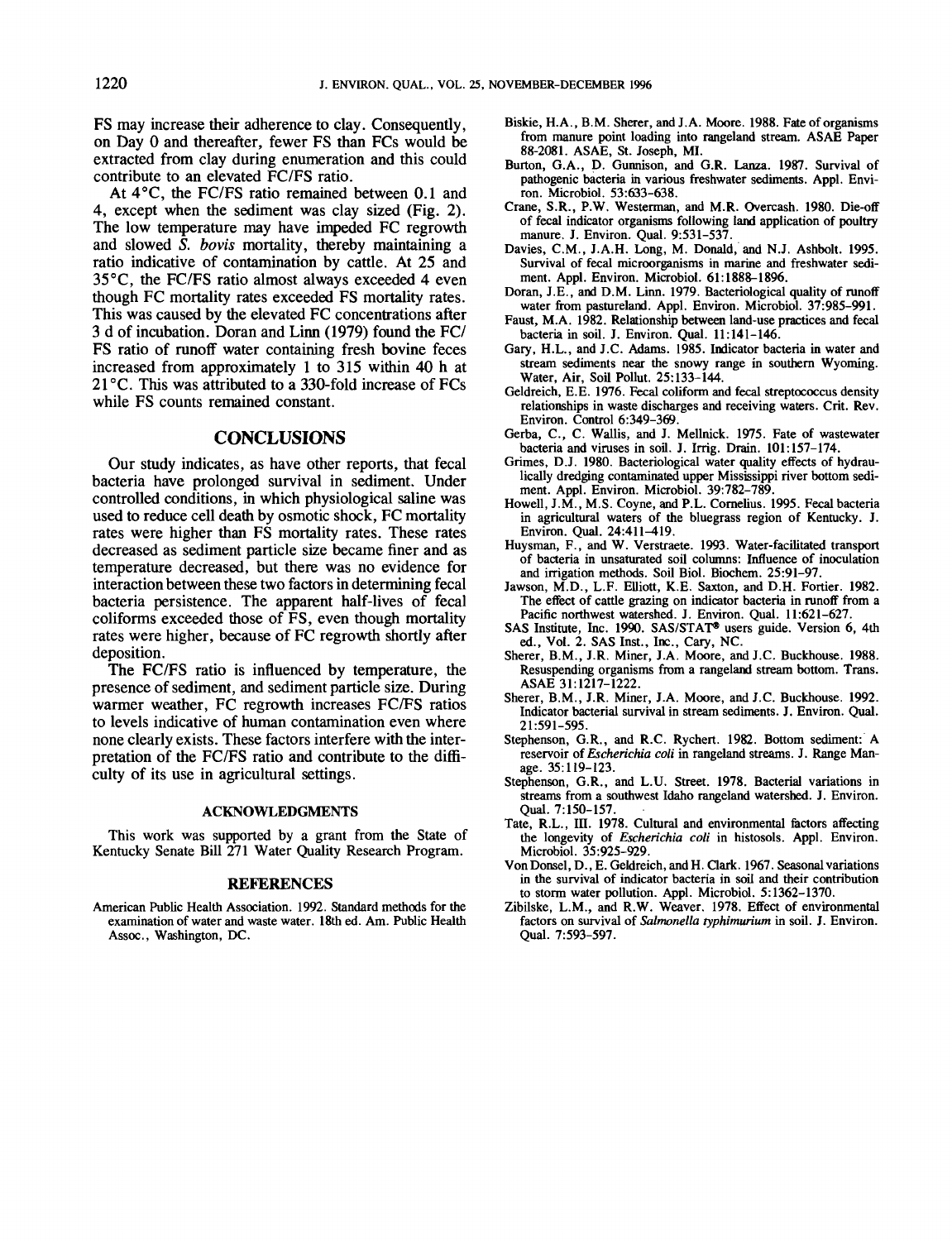FS may increase their adherence to clay. Consequently, on Day 0 and thereafter, fewer FS than FCs would be extracted from clay during enumeration and this could contribute to an elevated FC/FS ratio.

At 4°C, the FC/FS ratio remained between 0.1 and 4, except when the sediment was clay sized (Fig. 2). The low temperature may have impeded FC regrowth and slowed *S. bovis* mortality, thereby maintaining a ratio indicative of contamination by cattle. At 25 and 35°C, the FC/FS ratio almost always exceeded 4 even though FC mortality rates exceeded FS mortality rates. This was caused by the elevated FC concentrations after 3 d of incubation. Doran and Linn (1979) found the FC/FS ratio of runoff water containing fresh bovine feces increased from approximately 1 to 315 within 40 h at 21°C. This was attributed to a 330-fold increase of FCs while FS counts remained constant.

## CONCLUSIONS

Our study indicates, as have other reports, that fecal bacteria have prolonged survival in sediment. Under controlled conditions, in which physiological saline was used to reduce cell death by osmotic shock, FC mortality rates were higher than FS mortality rates. These rates decreased as sediment particle size became finer and as temperature decreased, but there was no evidence for interaction between these two factors in determining fecal bacteria persistence. The apparent half-lives of fecal coliforms exceeded those of FS, even though mortality rates were higher, because of FC regrowth shortly after deposition.

The FC/FS ratio is influenced by temperature, the presence of sediment, and sediment particle size. During warmer weather, FC regrowth increases FC/FS ratios to levels indicative of human contamination even where none clearly exists. These factors interfere with the interpretation of the FC/FS ratio and contribute to the difficulty of its use in agricultural settings.

## ACKNOWLEDGMENTS

This work was supported by a grant from the State of Kentucky Senate Bill 271 Water Quality Research Program.

## REFERENCES

American Public Health Association. 1992. Standard methods for the examination of water and waste water. 18th ed. Am. Public Health Assoc., Washington, DC.

Biskie, H.A., B.M. Sherer, and J.A. Moore. 1988. Fate of organisms from manure point loading into rangeland stream. ASAE Paper 88-2081. ASAE, St. Joseph, MI.

Burton, G.A., D. Gunnison, and G.R. Lanza. 1987. Survival of pathogenic bacteria in various freshwater sediments. Appl. Environ. Microbiol. 53:633–638.

Crane, S.R., P.W. Westerman, and M.R. Overcash. 1980. Die-off of fecal indicator organisms following land application of poultry manure. J. Environ. Qual. 9:531–537.

Davies, C.M., J.A.H. Long, M. Donald, and N.J. Ashbolt. 1995. Survival of fecal microorganisms in marine and freshwater sediment. Appl. Environ. Microbiol. 61:1888–1896.

Doran, J.E., and D.M. Linn. 1979. Bacteriological quality of runoff water from pastureland. Appl. Environ. Microbiol. 37:985–991.

Faust, M.A. 1982. Relationship between land-use practices and fecal bacteria in soil. J. Environ. Qual. 11:141–146.

Gary, H.L., and J.C. Adams. 1985. Indicator bacteria in water and stream sediments near the snowy range in southern Wyoming. Water, Air, Soil Pollut. 25:133–144.

Geldreich, E.E. 1976. Fecal coliform and fecal streptococcus density relationships in waste discharges and receiving waters. Crit. Rev. Environ. Control 6:349–369.

Gerba, C., C. Wallis, and J. Mellnick. 1975. Fate of wastewater bacteria and viruses in soil. J. Irrig. Drain. 101:157–174.

Grimes, D.J. 1980. Bacteriological water quality effects of hydraulically dredging contaminated upper Mississippi river bottom sediment. Appl. Environ. Microbiol. 39:782–789.

Howell, J.M., M.S. Coyne, and P.L. Cornelius. 1995. Fecal bacteria in agricultural waters of the bluegrass region of Kentucky. J. Environ. Qual. 24:411–419.

Huysman, F., and W. Verstraete. 1993. Water-facilitated transport of bacteria in unsaturated soil columns: Influence of inoculation and irrigation methods. Soil Biol. Biochem. 25:91–97.

Jawson, M.D., L.F. Elliott, K.E. Saxton, and D.H. Fortier. 1982. The effect of cattle grazing on indicator bacteria in runoff from a Pacific northwest watershed. J. Environ. Qual. 11:621–627.

SAS Institute, Inc. 1990. SAS/STAT® users guide. Version 6, 4th ed., Vol. 2. SAS Inst., Inc., Cary, NC.

Sherer, B.M., J.R. Miner, J.A. Moore, and J.C. Buckhouse. 1988. Resuspending organisms from a rangeland stream bottom. Trans. ASAE 31:1217–1222.

Sherer, B.M., J.R. Miner, J.A. Moore, and J.C. Buckhouse. 1992. Indicator bacterial survival in stream sediments. J. Environ. Qual. 21:591–595.

Stephenson, G.R., and R.C. Rychert. 1982. Bottom sediment: A reservoir of *Escherichia coli* in rangeland streams. J. Range Manage. 35:119–123.

Stephenson, G.R., and L.U. Street. 1978. Bacterial variations in streams from a southwest Idaho rangeland watershed. J. Environ. Qual. 7:150–157.

Tate, R.L., III. 1978. Cultural and environmental factors affecting the longevity of *Escherichia coli* in histosols. Appl. Environ. Microbiol. 35:925–929.

Von Donsel, D., E. Geldreich, and H. Clark. 1967. Seasonal variations in the survival of indicator bacteria in soil and their contribution to storm water pollution. Appl. Microbiol. 5:1362–1370.

Zibilske, L.M., and R.W. Weaver. 1978. Effect of environmental factors on survival of *Salmonella typhimurium* in soil. J. Environ. Qual. 7:593–597.